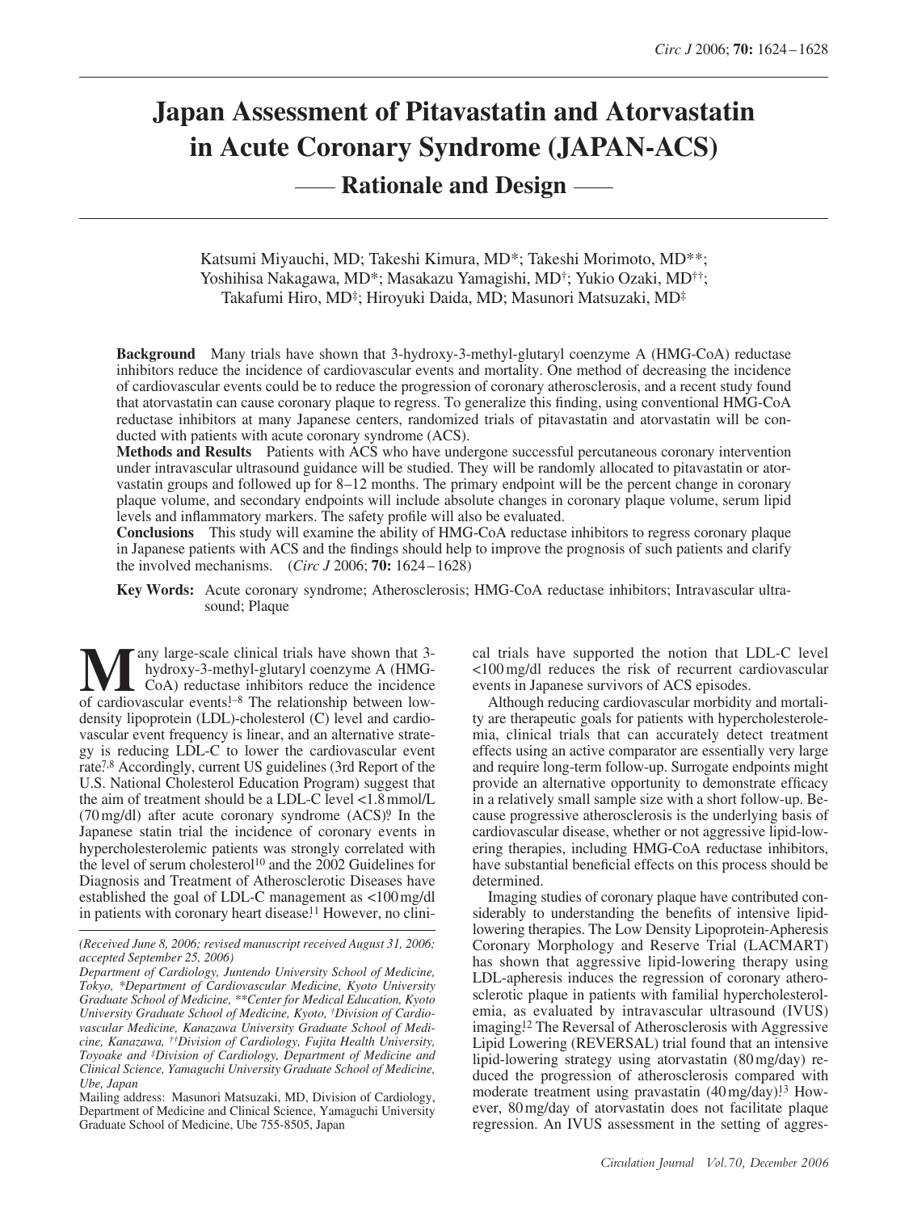# Japan Assessment of Pitavastatin and Atorvastatin in Acute Coronary Syndrome (JAPAN-ACS)

## — Rationale and Design —

Katsumi Miyauchi, MD; Takeshi Kimura, MD*; Takeshi Morimoto, MD**; Yoshihisa Nakagawa, MD*; Masakazu Yamagishi, MD†; Yukio Ozaki, MD††; Takafumi Hiro, MD‡; Hiroyuki Daida, MD; Masunori Matsuzaki, MD‡

**Background** Many trials have shown that 3-hydroxy-3-methyl-glutaryl coenzyme A (HMG-CoA) reductase inhibitors reduce the incidence of cardiovascular events and mortality. One method of decreasing the incidence of cardiovascular events could be to reduce the progression of coronary atherosclerosis, and a recent study found that atorvastatin can cause coronary plaque to regress. To generalize this finding, using conventional HMG-CoA reductase inhibitors at many Japanese centers, randomized trials of pitavastatin and atorvastatin will be conducted with patients with acute coronary syndrome (ACS).

**Methods and Results** Patients with ACS who have undergone successful percutaneous coronary intervention under intravascular ultrasound guidance will be studied. They will be randomly allocated to pitavastatin or atorvastatin groups and followed up for 8–12 months. The primary endpoint will be the percent change in coronary plaque volume, and secondary endpoints will include absolute changes in coronary plaque volume, serum lipid levels and inflammatory markers. The safety profile will also be evaluated.

**Conclusions** This study will examine the ability of HMG-CoA reductase inhibitors to regress coronary plaque in Japanese patients with ACS and the findings should help to improve the prognosis of such patients and clarify the involved mechanisms. (*Circ J* 2006; **70:** 1624–1628)

**Key Words:** Acute coronary syndrome; Atherosclerosis; HMG-CoA reductase inhibitors; Intravascular ultrasound; Plaque

Many large-scale clinical trials have shown that 3-hydroxy-3-methyl-glutaryl coenzyme A (HMG-CoA) reductase inhibitors reduce the incidence of cardiovascular events.[1–8] The relationship between low-density lipoprotein (LDL)-cholesterol (C) level and cardiovascular event frequency is linear, and an alternative strategy is reducing LDL-C to lower the cardiovascular event rate.[7,8] Accordingly, current US guidelines (3rd Report of the U.S. National Cholesterol Education Program) suggest that the aim of treatment should be a LDL-C level <1.8 mmol/L (70 mg/dl) after acute coronary syndrome (ACS).[9] In the Japanese statin trial the incidence of coronary events in hypercholesterolemic patients was strongly correlated with the level of serum cholesterol[10] and the 2002 Guidelines for Diagnosis and Treatment of Atherosclerotic Diseases have established the goal of LDL-C management as <100 mg/dl in patients with coronary heart disease.[11] However, no clinical trials have supported the notion that LDL-C level <100 mg/dl reduces the risk of recurrent cardiovascular events in Japanese survivors of ACS episodes.

Although reducing cardiovascular morbidity and mortality are therapeutic goals for patients with hypercholesterolemia, clinical trials that can accurately detect treatment effects using an active comparator are essentially very large and require long-term follow-up. Surrogate endpoints might provide an alternative opportunity to demonstrate efficacy in a relatively small sample size with a short follow-up. Because progressive atherosclerosis is the underlying basis of cardiovascular disease, whether or not aggressive lipid-lowering therapies, including HMG-CoA reductase inhibitors, have substantial beneficial effects on this process should be determined.

Imaging studies of coronary plaque have contributed considerably to understanding the benefits of intensive lipid-lowering therapies. The Low Density Lipoprotein-Apheresis Coronary Morphology and Reserve Trial (LACMART) has shown that aggressive lipid-lowering therapy using LDL-apheresis induces the regression of coronary atherosclerotic plaque in patients with familial hypercholesterolemia, as evaluated by intravascular ultrasound (IVUS) imaging.[12] The Reversal of Atherosclerosis with Aggressive Lipid Lowering (REVERSAL) trial found that an intensive lipid-lowering strategy using atorvastatin (80 mg/day) reduced the progression of atherosclerosis compared with moderate treatment using pravastatin (40 mg/day).[13] However, 80 mg/day of atorvastatin does not facilitate plaque regression. An IVUS assessment in the setting of aggres-

*(Received June 8, 2006; revised manuscript received August 31, 2006; accepted September 25, 2006)*

*Department of Cardiology, Juntendo University School of Medicine, Tokyo, \*Department of Cardiovascular Medicine, Kyoto University Graduate School of Medicine, \*\*Center for Medical Education, Kyoto University Graduate School of Medicine, Kyoto, †Division of Cardiovascular Medicine, Kanazawa University Graduate School of Medicine, Kanazawa, ††Division of Cardiology, Fujita Health University, Toyoake and ‡Division of Cardiology, Department of Medicine and Clinical Science, Yamaguchi University Graduate School of Medicine, Ube, Japan*

Mailing address: Masunori Matsuzaki, MD, Division of Cardiology, Department of Medicine and Clinical Science, Yamaguchi University Graduate School of Medicine, Ube 755-8505, Japan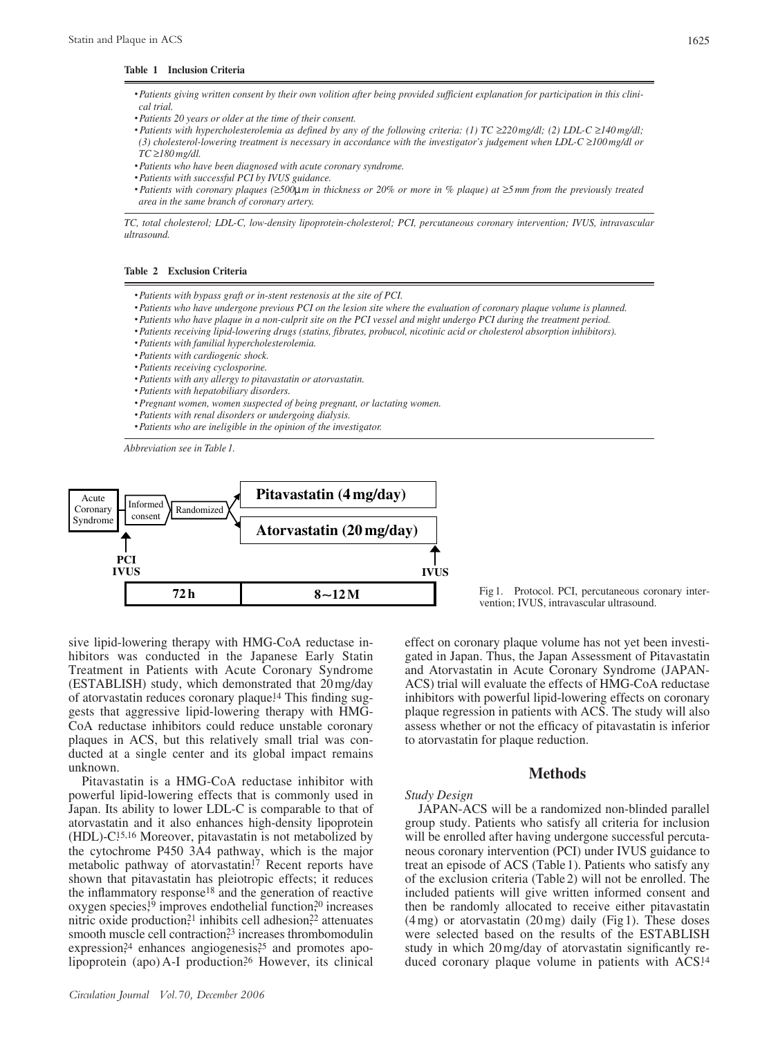**Table 1 Inclusion Criteria**

- *Patients giving written consent by their own volition after being provided sufficient explanation for participation in this clinical trial.*
- *Patients 20 years or older at the time of their consent.*
- *Patients with hypercholesterolemia as defined by any of the following criteria: (1) TC ≥220 mg/dl; (2) LDL-C ≥140 mg/dl; (3) cholesterol-lowering treatment is necessary in accordance with the investigator's judgement when LDL-C ≥100 mg/dl or TC ≥180 mg/dl.*
- *Patients who have been diagnosed with acute coronary syndrome.*
- *Patients with successful PCI by IVUS guidance.*
- *Patients with coronary plaques (≥500 μm in thickness or 20% or more in % plaque) at ≥5 mm from the previously treated area in the same branch of coronary artery.*

*TC, total cholesterol; LDL-C, low-density lipoprotein-cholesterol; PCI, percutaneous coronary intervention; IVUS, intravascular ultrasound.*

**Table 2 Exclusion Criteria**

- *Patients with bypass graft or in-stent restenosis at the site of PCI.*
- *Patients who have undergone previous PCI on the lesion site where the evaluation of coronary plaque volume is planned.*
- *Patients who have plaque in a non-culprit site on the PCI vessel and might undergo PCI during the treatment period.*
- *Patients receiving lipid-lowering drugs (statins, fibrates, probucol, nicotinic acid or cholesterol absorption inhibitors).*
- *Patients with familial hypercholesterolemia.*
- *Patients with cardiogenic shock.*
- *Patients receiving cyclosporine.*
- *Patients with any allergy to pitavastatin or atorvastatin.*
- *Patients with hepatobiliary disorders.*
- *Pregnant women, women suspected of being pregnant, or lactating women.*
- *Patients with renal disorders or undergoing dialysis.*
- *Patients who are ineligible in the opinion of the investigator.*

*Abbreviation see in Table 1.*

Acute Coronary Syndrome → Informed consent → Randomized → **Pitavastatin (4 mg/day)** / **Atorvastatin (20 mg/day)**

PCI IVUS — **72 h** — **8~12 M** — IVUS

Fig 1. Protocol. PCI, percutaneous coronary intervention; IVUS, intravascular ultrasound.

sive lipid-lowering therapy with HMG-CoA reductase inhibitors was conducted in the Japanese Early Statin Treatment in Patients with Acute Coronary Syndrome (ESTABLISH) study, which demonstrated that 20 mg/day of atorvastatin reduces coronary plaque.[14] This finding suggests that aggressive lipid-lowering therapy with HMG-CoA reductase inhibitors could reduce unstable coronary plaques in ACS, but this relatively small trial was conducted at a single center and its global impact remains unknown.

Pitavastatin is a HMG-CoA reductase inhibitor with powerful lipid-lowering effects that is commonly used in Japan. Its ability to lower LDL-C is comparable to that of atorvastatin and it also enhances high-density lipoprotein (HDL)-C.[15,16] Moreover, pitavastatin is not metabolized by the cytochrome P450 3A4 pathway, which is the major metabolic pathway of atorvastatin.[17] Recent reports have shown that pitavastatin has pleiotropic effects; it reduces the inflammatory response[18] and the generation of reactive oxygen species,[19] improves endothelial function,[20] increases nitric oxide production,[21] inhibits cell adhesion,[22] attenuates smooth muscle cell contraction,[23] increases thrombomodulin expression,[24] enhances angiogenesis,[25] and promotes apolipoprotein (apo) A-I production.[26] However, its clinical effect on coronary plaque volume has not yet been investigated in Japan. Thus, the Japan Assessment of Pitavastatin and Atorvastatin in Acute Coronary Syndrome (JAPAN-ACS) trial will evaluate the effects of HMG-CoA reductase inhibitors with powerful lipid-lowering effects on coronary plaque regression in patients with ACS. The study will also assess whether or not the efficacy of pitavastatin is inferior to atorvastatin for plaque reduction.

## Methods

### *Study Design*

JAPAN-ACS will be a randomized non-blinded parallel group study. Patients who satisfy all criteria for inclusion will be enrolled after having undergone successful percutaneous coronary intervention (PCI) under IVUS guidance to treat an episode of ACS (Table 1). Patients who satisfy any of the exclusion criteria (Table 2) will not be enrolled. The included patients will give written informed consent and then be randomly allocated to receive either pitavastatin (4 mg) or atorvastatin (20 mg) daily (Fig 1). These doses were selected based on the results of the ESTABLISH study in which 20 mg/day of atorvastatin significantly reduced coronary plaque volume in patients with ACS.[14]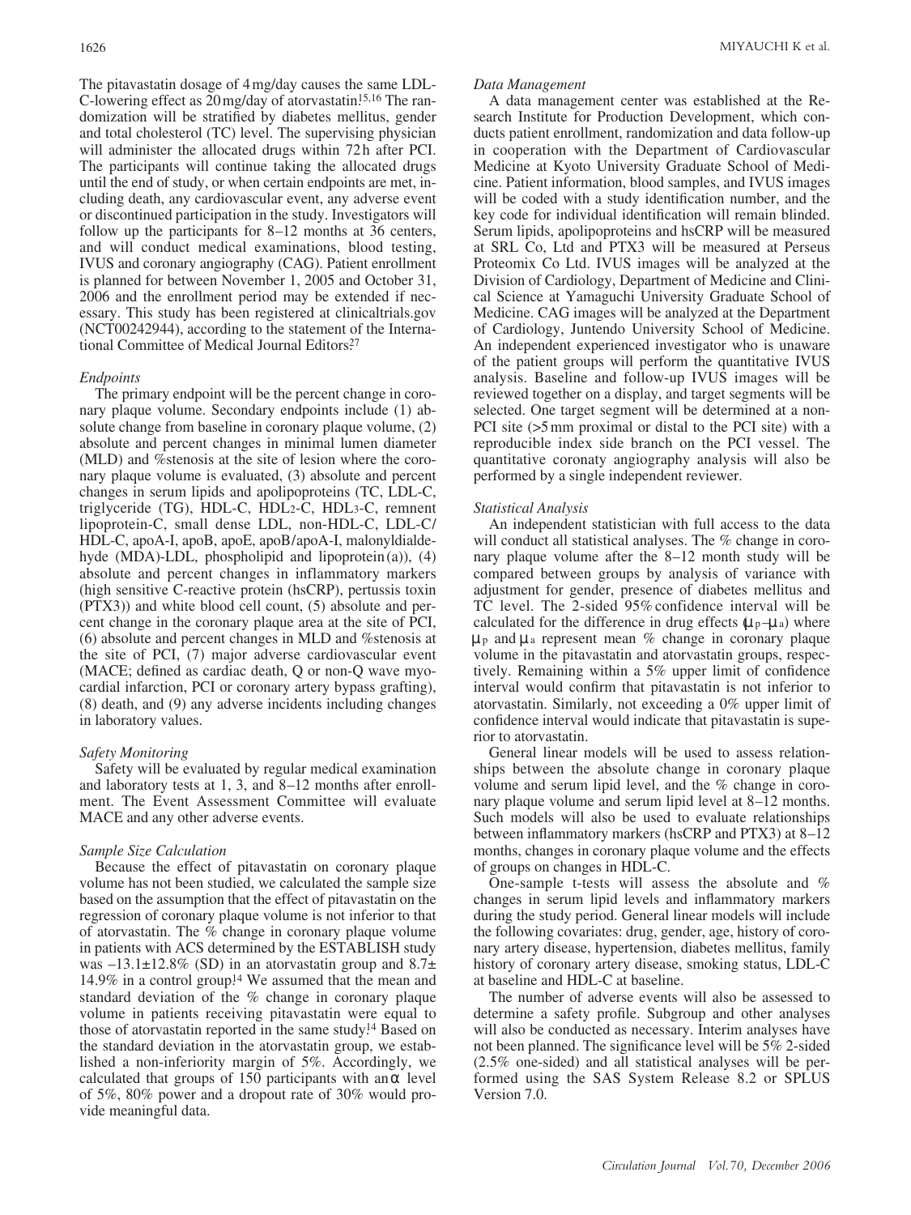The pitavastatin dosage of 4 mg/day causes the same LDL-C-lowering effect as 20 mg/day of atorvastatin.[15,16] The randomization will be stratified by diabetes mellitus, gender and total cholesterol (TC) level. The supervising physician will administer the allocated drugs within 72 h after PCI. The participants will continue taking the allocated drugs until the end of study, or when certain endpoints are met, including death, any cardiovascular event, any adverse event or discontinued participation in the study. Investigators will follow up the participants for 8–12 months at 36 centers, and will conduct medical examinations, blood testing, IVUS and coronary angiography (CAG). Patient enrollment is planned for between November 1, 2005 and October 31, 2006 and the enrollment period may be extended if necessary. This study has been registered at clinicaltrials.gov (NCT00242944), according to the statement of the International Committee of Medical Journal Editors.[27]

*Endpoints*

The primary endpoint will be the percent change in coronary plaque volume. Secondary endpoints include (1) absolute change from baseline in coronary plaque volume, (2) absolute and percent changes in minimal lumen diameter (MLD) and %stenosis at the site of lesion where the coronary plaque volume is evaluated, (3) absolute and percent changes in serum lipids and apolipoproteins (TC, LDL-C, triglyceride (TG), HDL-C, $HDL_2$-C, $HDL_3$-C, remnent lipoprotein-C, small dense LDL, non-HDL-C, LDL-C/HDL-C, apoA-I, apoB, apoE, apoB/apoA-I, malonyldialdehyde (MDA)-LDL, phospholipid and lipoprotein (a)), (4) absolute and percent changes in inflammatory markers (high sensitive C-reactive protein (hsCRP), pertussis toxin (PTX3)) and white blood cell count, (5) absolute and percent change in the coronary plaque area at the site of PCI, (6) absolute and percent changes in MLD and %stenosis at the site of PCI, (7) major adverse cardiovascular event (MACE; defined as cardiac death, Q or non-Q wave myocardial infarction, PCI or coronary artery bypass grafting), (8) death, and (9) any adverse incidents including changes in laboratory values.

*Safety Monitoring*

Safety will be evaluated by regular medical examination and laboratory tests at 1, 3, and 8–12 months after enrollment. The Event Assessment Committee will evaluate MACE and any other adverse events.

*Sample Size Calculation*

Because the effect of pitavastatin on coronary plaque volume has not been studied, we calculated the sample size based on the assumption that the effect of pitavastatin on the regression of coronary plaque volume is not inferior to that of atorvastatin. The % change in coronary plaque volume in patients with ACS determined by the ESTABLISH study was $-13.1\pm12.8\%$ (SD) in an atorvastatin group and $8.7\pm14.9\%$ in a control group.[14] We assumed that the mean and standard deviation of the % change in coronary plaque volume in patients receiving pitavastatin were equal to those of atorvastatin reported in the same study.[14] Based on the standard deviation in the atorvastatin group, we established a non-inferiority margin of 5%. Accordingly, we calculated that groups of 150 participants with an $\alpha$ level of 5%, 80% power and a dropout rate of 30% would provide meaningful data.

*Data Management*

A data management center was established at the Research Institute for Production Development, which conducts patient enrollment, randomization and data follow-up in cooperation with the Department of Cardiovascular Medicine at Kyoto University Graduate School of Medicine. Patient information, blood samples, and IVUS images will be coded with a study identification number, and the key code for individual identification will remain blinded. Serum lipids, apolipoproteins and hsCRP will be measured at SRL Co, Ltd and PTX3 will be measured at Perseus Proteomix Co Ltd. IVUS images will be analyzed at the Division of Cardiology, Department of Medicine and Clinical Science at Yamaguchi University Graduate School of Medicine. CAG images will be analyzed at the Department of Cardiology, Juntendo University School of Medicine. An independent experienced investigator who is unaware of the patient groups will perform the quantitative IVUS analysis. Baseline and follow-up IVUS images will be reviewed together on a display, and target segments will be selected. One target segment will be determined at a non-PCI site (>5 mm proximal or distal to the PCI site) with a reproducible index side branch on the PCI vessel. The quantitative coronaty angiography analysis will also be performed by a single independent reviewer.

*Statistical Analysis*

An independent statistician with full access to the data will conduct all statistical analyses. The % change in coronary plaque volume after the 8–12 month study will be compared between groups by analysis of variance with adjustment for gender, presence of diabetes mellitus and TC level. The 2-sided 95% confidence interval will be calculated for the difference in drug effects ($\mu_p-\mu_a$) where $\mu_p$ and $\mu_a$ represent mean % change in coronary plaque volume in the pitavastatin and atorvastatin groups, respectively. Remaining within a 5% upper limit of confidence interval would confirm that pitavastatin is not inferior to atorvastatin. Similarly, not exceeding a 0% upper limit of confidence interval would indicate that pitavastatin is superior to atorvastatin.

General linear models will be used to assess relationships between the absolute change in coronary plaque volume and serum lipid level, and the % change in coronary plaque volume and serum lipid level at 8–12 months. Such models will also be used to evaluate relationships between inflammatory markers (hsCRP and PTX3) at 8–12 months, changes in coronary plaque volume and the effects of groups on changes in HDL-C.

One-sample t-tests will assess the absolute and % changes in serum lipid levels and inflammatory markers during the study period. General linear models will include the following covariates: drug, gender, age, history of coronary artery disease, hypertension, diabetes mellitus, family history of coronaty artery disease, smoking status, LDL-C at baseline and HDL-C at baseline.

The number of adverse events will also be assessed to determine a safety profile. Subgroup and other analyses will also be conducted as necessary. Interim analyses have not been planned. The significance level will be 5% 2-sided (2.5% one-sided) and all statistical analyses will be performed using the SAS System Release 8.2 or SPLUS Version 7.0.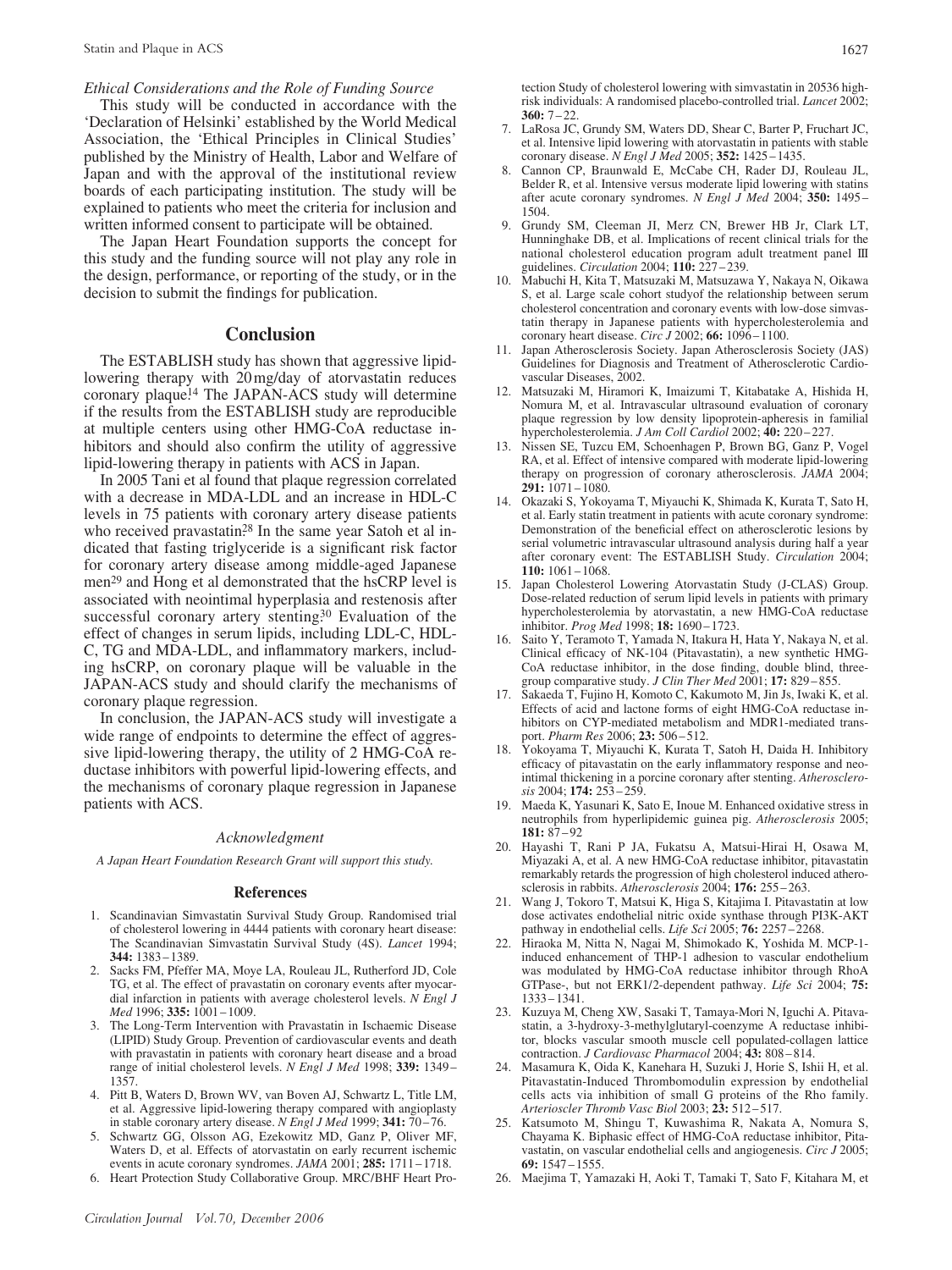*Ethical Considerations and the Role of Funding Source*

This study will be conducted in accordance with the 'Declaration of Helsinki' established by the World Medical Association, the 'Ethical Principles in Clinical Studies' published by the Ministry of Health, Labor and Welfare of Japan and with the approval of the institutional review boards of each participating institution. The study will be explained to patients who meet the criteria for inclusion and written informed consent to participate will be obtained.

The Japan Heart Foundation supports the concept for this study and the funding source will not play any role in the design, performance, or reporting of the study, or in the decision to submit the findings for publication.

## Conclusion

The ESTABLISH study has shown that aggressive lipid-lowering therapy with 20 mg/day of atorvastatin reduces coronary plaque.[14] The JAPAN-ACS study will determine if the results from the ESTABLISH study are reproducible at multiple centers using other HMG-CoA reductase inhibitors and should also confirm the utility of aggressive lipid-lowering therapy in patients with ACS in Japan.

In 2005 Tani et al found that plaque regression correlated with a decrease in MDA-LDL and an increase in HDL-C levels in 75 patients with coronary artery disease patients who received pravastatin.[28] In the same year Satoh et al indicated that fasting triglyceride is a significant risk factor for coronary artery disease among middle-aged Japanese men[29] and Hong et al demonstrated that the hsCRP level is associated with neointimal hyperplasia and restenosis after successful coronary artery stenting.[30] Evaluation of the effect of changes in serum lipids, including LDL-C, HDL-C, TG and MDA-LDL, and inflammatory markers, including hsCRP, on coronary plaque will be valuable in the JAPAN-ACS study and should clarify the mechanisms of coronary plaque regression.

In conclusion, the JAPAN-ACS study will investigate a wide range of endpoints to determine the effect of aggressive lipid-lowering therapy, the utility of 2 HMG-CoA reductase inhibitors with powerful lipid-lowering effects, and the mechanisms of coronary plaque regression in Japanese patients with ACS.

### *Acknowledgment*

*A Japan Heart Foundation Research Grant will support this study.*

### References

1. Scandinavian Simvastatin Survival Study Group. Randomised trial of cholesterol lowering in 4444 patients with coronary heart disease: The Scandinavian Simvastatin Survival Study (4S). *Lancet* 1994; **344:** 1383–1389.
2. Sacks FM, Pfeffer MA, Moye LA, Rouleau JL, Rutherford JD, Cole TG, et al. The effect of pravastatin on coronary events after myocardial infarction in patients with average cholesterol levels. *N Engl J Med* 1996; **335:** 1001–1009.
3. The Long-Term Intervention with Pravastatin in Ischaemic Disease (LIPID) Study Group. Prevention of cardiovascular events and death with pravastatin in patients with coronary heart disease and a broad range of initial cholesterol levels. *N Engl J Med* 1998; **339:** 1349–1357.
4. Pitt B, Waters D, Brown WV, van Boven AJ, Schwartz L, Title LM, et al. Aggressive lipid-lowering therapy compared with angioplasty in stable coronary artery disease. *N Engl J Med* 1999; **341:** 70–76.
5. Schwartz GG, Olsson AG, Ezekowitz MD, Ganz P, Oliver MF, Waters D, et al. Effects of atorvastatin on early recurrent ischemic events in acute coronary syndromes. *JAMA* 2001; **285:** 1711–1718.
6. Heart Protection Study Collaborative Group. MRC/BHF Heart Protection Study of cholesterol lowering with simvastatin in 20536 high-risk individuals: A randomised placebo-controlled trial. *Lancet* 2002; **360:** 7–22.
7. LaRosa JC, Grundy SM, Waters DD, Shear C, Barter P, Fruchart JC, et al. Intensive lipid lowering with atorvastatin in patients with stable coronary disease. *N Engl J Med* 2005; **352:** 1425–1435.
8. Cannon CP, Braunwald E, McCabe CH, Rader DJ, Rouleau JL, Belder R, et al. Intensive versus moderate lipid lowering with statins after acute coronary syndromes. *N Engl J Med* 2004; **350:** 1495–1504.
9. Grundy SM, Cleeman JI, Merz CN, Brewer HB Jr, Clark LT, Hunninghake DB, et al. Implications of recent clinical trials for the national cholesterol education program adult treatment panel III guidelines. *Circulation* 2004; **110:** 227–239.
10. Mabuchi H, Kita T, Matsuzaki M, Matsuzawa Y, Nakaya N, Oikawa S, et al. Large scale cohort studyof the relationship between serum cholesterol concentration and coronary events with low-dose simvastatin therapy in Japanese patients with hypercholesterolemia and coronary heart disease. *Circ J* 2002; **66:** 1096–1100.
11. Japan Atherosclerosis Society. Japan Atherosclerosis Society (JAS) Guidelines for Diagnosis and Treatment of Atherosclerotic Cardiovascular Diseases, 2002.
12. Matsuzaki M, Hiramori K, Imaizumi T, Kitabatake A, Hishida H, Nomura M, et al. Intravascular ultrasound evaluation of coronary plaque regression by low density lipoprotein-apheresis in familial hypercholesterolemia. *J Am Coll Cardiol* 2002; **40:** 220–227.
13. Nissen SE, Tuzcu EM, Schoenhagen P, Brown BG, Ganz P, Vogel RA, et al. Effect of intensive compared with moderate lipid-lowering therapy on progression of coronary atherosclerosis. *JAMA* 2004; **291:** 1071–1080.
14. Okazaki S, Yokoyama T, Miyauchi K, Shimada K, Kurata T, Sato H, et al. Early statin treatment in patients with acute coronary syndrome: Demonstration of the beneficial effect on atherosclerotic lesions by serial volumetric intravascular ultrasound analysis during half a year after coronary event: The ESTABLISH Study. *Circulation* 2004; **110:** 1061–1068.
15. Japan Cholesterol Lowering Atorvastatin Study (J-CLAS) Group. Dose-related reduction of serum lipid levels in patients with primary hypercholesterolemia by atorvastatin, a new HMG-CoA reductase inhibitor. *Prog Med* 1998; **18:** 1690–1723.
16. Saito Y, Teramoto T, Yamada N, Itakura H, Hata Y, Nakaya N, et al. Clinical efficacy of NK-104 (Pitavastatin), a new synthetic HMG-CoA reductase inhibitor, in the dose finding, double blind, three-group comparative study. *J Clin Ther Med* 2001; **17:** 829–855.
17. Sakaeda T, Fujino H, Komoto C, Kakumoto M, Jin Js, Iwaki K, et al. Effects of acid and lactone forms of eight HMG-CoA reductase inhibitors on CYP-mediated metabolism and MDR1-mediated transport. *Pharm Res* 2006; **23:** 506–512.
18. Yokoyama T, Miyauchi K, Kurata T, Satoh H, Daida H. Inhibitory efficacy of pitavastatin on the early inflammatory response and neointimal thickening in a porcine coronary after stenting. *Atherosclerosis* 2004; **174:** 253–259.
19. Maeda K, Yasunari K, Sato E, Inoue M. Enhanced oxidative stress in neutrophils from hyperlipidemic guinea pig. *Atherosclerosis* 2005; **181:** 87–92
20. Hayashi T, Rani P JA, Fukatsu A, Matsui-Hirai H, Osawa M, Miyazaki A, et al. A new HMG-CoA reductase inhibitor, pitavastatin remarkably retards the progression of high cholesterol induced atherosclerosis in rabbits. *Atherosclerosis* 2004; **176:** 255–263.
21. Wang J, Tokoro T, Matsui K, Higa S, Kitajima I. Pitavastatin at low dose activates endothelial nitric oxide synthase through PI3K-AKT pathway in endothelial cells. *Life Sci* 2005; **76:** 2257–2268.
22. Hiraoka M, Nitta N, Nagai M, Shimokado K, Yoshida M. MCP-1-induced enhancement of THP-1 adhesion to vascular endothelium was modulated by HMG-CoA reductase inhibitor through RhoA GTPase-, but not ERK1/2-dependent pathway. *Life Sci* 2004; **75:** 1333–1341.
23. Kuzuya M, Cheng XW, Sasaki T, Tamaya-Mori N, Iguchi A. Pitavastatin, a 3-hydroxy-3-methylglutaryl-coenzyme A reductase inhibitor, blocks vascular smooth muscle cell populated-collagen lattice contraction. *J Cardiovasc Pharmacol* 2004; **43:** 808–814.
24. Masamura K, Oida K, Kanehara H, Suzuki J, Horie S, Ishii H, et al. Pitavastatin-Induced Thrombomodulin expression by endothelial cells acts via inhibition of small G proteins of the Rho family. *Arterioscler Thromb Vasc Biol* 2003; **23:** 512–517.
25. Katsumoto M, Shingu T, Kuwashima R, Nakata A, Nomura S, Chayama K. Biphasic effect of HMG-CoA reductase inhibitor, Pitavastatin, on vascular endothelial cells and angiogenesis. *Circ J* 2005; **69:** 1547–1555.
26. Maejima T, Yamazaki H, Aoki T, Tamaki T, Sato F, Kitahara M, et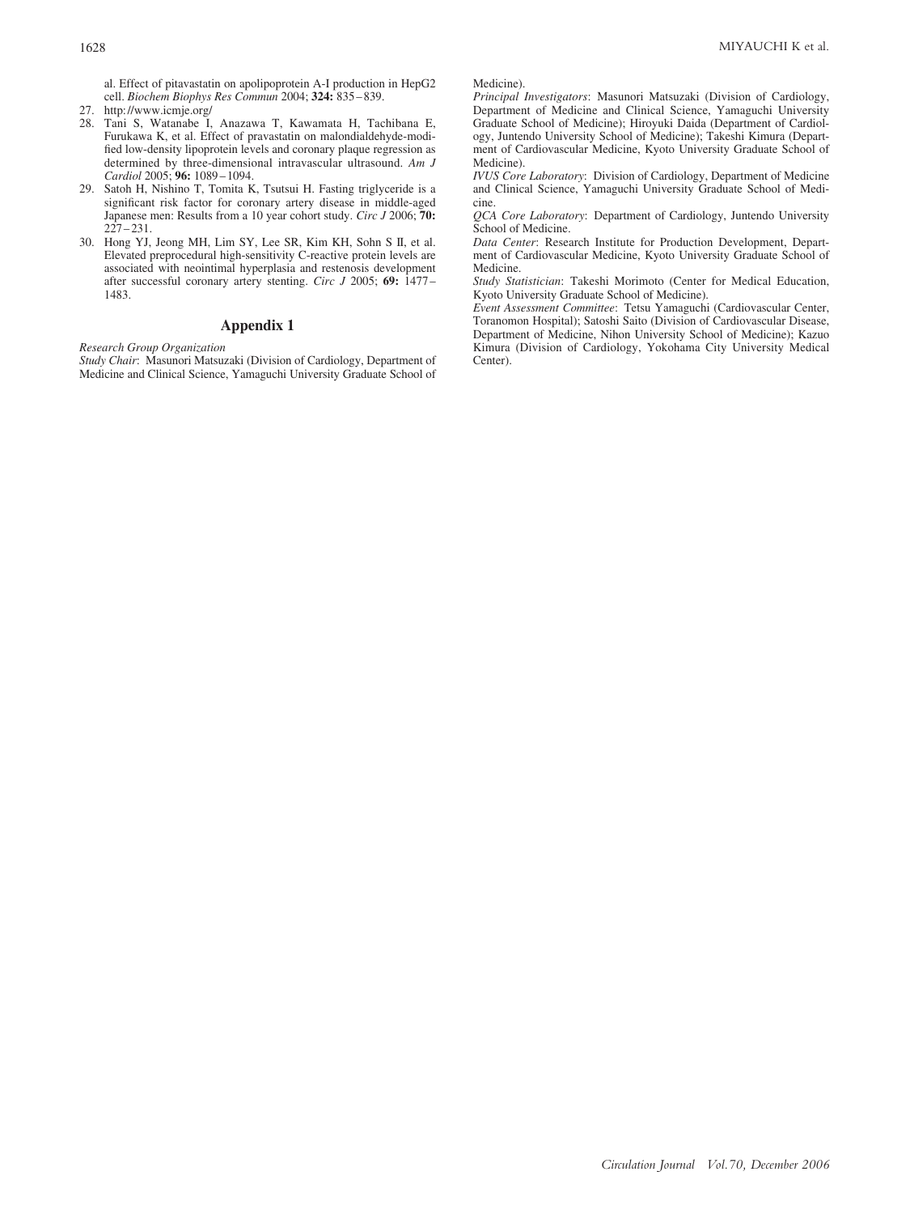al. Effect of pitavastatin on apolipoprotein A-I production in HepG2 cell. *Biochem Biophys Res Commun* 2004; **324:** 835–839.

27. http://www.icmje.org/
28. Tani S, Watanabe I, Anazawa T, Kawamata H, Tachibana E, Furukawa K, et al. Effect of pravastatin on malondialdehyde-modified low-density lipoprotein levels and coronary plaque regression as determined by three-dimensional intravascular ultrasound. *Am J Cardiol* 2005; **96:** 1089–1094.
29. Satoh H, Nishino T, Tomita K, Tsutsui H. Fasting triglyceride is a significant risk factor for coronary artery disease in middle-aged Japanese men: Results from a 10 year cohort study. *Circ J* 2006; **70:** 227–231.
30. Hong YJ, Jeong MH, Lim SY, Lee SR, Kim KH, Sohn S II, et al. Elevated preprocedural high-sensitivity C-reactive protein levels are associated with neointimal hyperplasia and restenosis development after successful coronary artery stenting. *Circ J* 2005; **69:** 1477–1483.

## Appendix 1

*Research Group Organization*

*Study Chair*: Masunori Matsuzaki (Division of Cardiology, Department of Medicine and Clinical Science, Yamaguchi University Graduate School of Medicine).

*Principal Investigators*: Masunori Matsuzaki (Division of Cardiology, Department of Medicine and Clinical Science, Yamaguchi University Graduate School of Medicine); Hiroyuki Daida (Department of Cardiology, Juntendo University School of Medicine); Takeshi Kimura (Department of Cardiovascular Medicine, Kyoto University Graduate School of Medicine).

*IVUS Core Laboratory*: Division of Cardiology, Department of Medicine and Clinical Science, Yamaguchi University Graduate School of Medicine.

*QCA Core Laboratory*: Department of Cardiology, Juntendo University School of Medicine.

*Data Center*: Research Institute for Production Development, Department of Cardiovascular Medicine, Kyoto University Graduate School of Medicine.

*Study Statistician*: Takeshi Morimoto (Center for Medical Education, Kyoto University Graduate School of Medicine).

*Event Assessment Committee*: Tetsu Yamaguchi (Cardiovascular Center, Toranomon Hospital); Satoshi Saito (Division of Cardiovascular Disease, Department of Medicine, Nihon University School of Medicine); Kazuo Kimura (Division of Cardiology, Yokohama City University Medical Center).